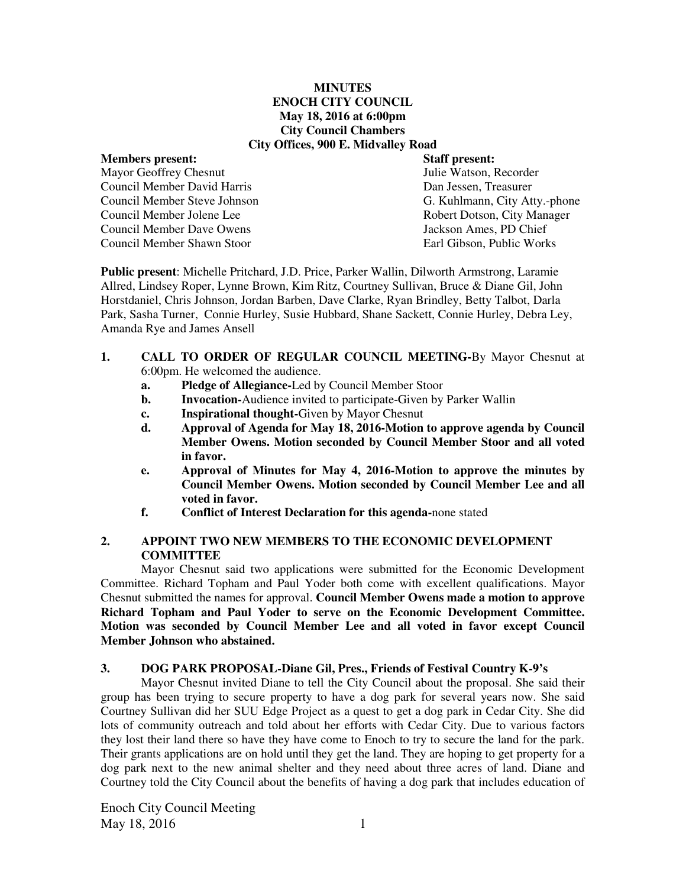# MINUTES
## ENOCH CITY COUNCIL
### May 18, 2016 at 6:00pm
### City Council Chambers
### City Offices, 900 E. Midvalley Road

| Members present: | Staff present: |
|---|---|
| Mayor Geoffrey Chesnut | Julie Watson, Recorder |
| Council Member David Harris | Dan Jessen, Treasurer |
| Council Member Steve Johnson | G. Kuhlmann, City Atty.-phone |
| Council Member Jolene Lee | Robert Dotson, City Manager |
| Council Member Dave Owens | Jackson Ames, PD Chief |
| Council Member Shawn Stoor | Earl Gibson, Public Works |

**Public present**: Michelle Pritchard, J.D. Price, Parker Wallin, Dilworth Armstrong, Laramie Allred, Lindsey Roper, Lynne Brown, Kim Ritz, Courtney Sullivan, Bruce & Diane Gil, John Horstdaniel, Chris Johnson, Jordan Barben, Dave Clarke, Ryan Brindley, Betty Talbot, Darla Park, Sasha Turner, Connie Hurley, Susie Hubbard, Shane Sackett, Connie Hurley, Debra Ley, Amanda Rye and James Ansell

1. **CALL TO ORDER OF REGULAR COUNCIL MEETING-**By Mayor Chesnut at 6:00pm. He welcomed the audience.
   a. **Pledge of Allegiance-**Led by Council Member Stoor
   b. **Invocation-**Audience invited to participate-Given by Parker Wallin
   c. **Inspirational thought-**Given by Mayor Chesnut
   d. **Approval of Agenda for May 18, 2016-Motion to approve agenda by Council Member Owens. Motion seconded by Council Member Stoor and all voted in favor.**
   e. **Approval of Minutes for May 4, 2016-Motion to approve the minutes by Council Member Owens. Motion seconded by Council Member Lee and all voted in favor.**
   f. **Conflict of Interest Declaration for this agenda-**none stated

2. **APPOINT TWO NEW MEMBERS TO THE ECONOMIC DEVELOPMENT COMMITTEE**

Mayor Chesnut said two applications were submitted for the Economic Development Committee. Richard Topham and Paul Yoder both come with excellent qualifications. Mayor Chesnut submitted the names for approval. **Council Member Owens made a motion to approve Richard Topham and Paul Yoder to serve on the Economic Development Committee. Motion was seconded by Council Member Lee and all voted in favor except Council Member Johnson who abstained.**

3. **DOG PARK PROPOSAL-Diane Gil, Pres., Friends of Festival Country K-9's**

Mayor Chesnut invited Diane to tell the City Council about the proposal. She said their group has been trying to secure property to have a dog park for several years now. She said Courtney Sullivan did her SUU Edge Project as a quest to get a dog park in Cedar City. She did lots of community outreach and told about her efforts with Cedar City. Due to various factors they lost their land there so have they have come to Enoch to try to secure the land for the park. Their grants applications are on hold until they get the land. They are hoping to get property for a dog park next to the new animal shelter and they need about three acres of land. Diane and Courtney told the City Council about the benefits of having a dog park that includes education of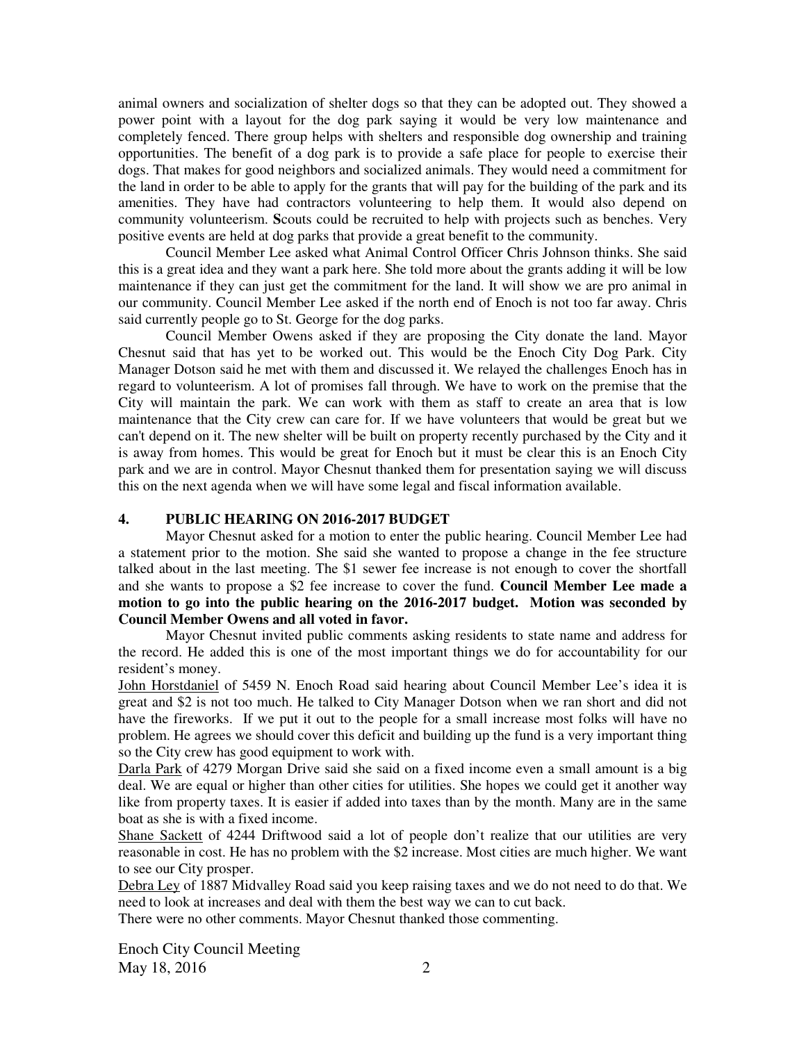animal owners and socialization of shelter dogs so that they can be adopted out. They showed a power point with a layout for the dog park saying it would be very low maintenance and completely fenced. There group helps with shelters and responsible dog ownership and training opportunities. The benefit of a dog park is to provide a safe place for people to exercise their dogs. That makes for good neighbors and socialized animals. They would need a commitment for the land in order to be able to apply for the grants that will pay for the building of the park and its amenities. They have had contractors volunteering to help them. It would also depend on community volunteerism. **S**couts could be recruited to help with projects such as benches. Very positive events are held at dog parks that provide a great benefit to the community.

Council Member Lee asked what Animal Control Officer Chris Johnson thinks. She said this is a great idea and they want a park here. She told more about the grants adding it will be low maintenance if they can just get the commitment for the land. It will show we are pro animal in our community. Council Member Lee asked if the north end of Enoch is not too far away. Chris said currently people go to St. George for the dog parks.

Council Member Owens asked if they are proposing the City donate the land. Mayor Chesnut said that has yet to be worked out. This would be the Enoch City Dog Park. City Manager Dotson said he met with them and discussed it. We relayed the challenges Enoch has in regard to volunteerism. A lot of promises fall through. We have to work on the premise that the City will maintain the park. We can work with them as staff to create an area that is low maintenance that the City crew can care for. If we have volunteers that would be great but we can't depend on it. The new shelter will be built on property recently purchased by the City and it is away from homes. This would be great for Enoch but it must be clear this is an Enoch City park and we are in control. Mayor Chesnut thanked them for presentation saying we will discuss this on the next agenda when we will have some legal and fiscal information available.

## 4. PUBLIC HEARING ON 2016-2017 BUDGET

Mayor Chesnut asked for a motion to enter the public hearing. Council Member Lee had a statement prior to the motion. She said she wanted to propose a change in the fee structure talked about in the last meeting. The $1 sewer fee increase is not enough to cover the shortfall and she wants to propose a $2 fee increase to cover the fund. **Council Member Lee made a motion to go into the public hearing on the 2016-2017 budget. Motion was seconded by Council Member Owens and all voted in favor.**

Mayor Chesnut invited public comments asking residents to state name and address for the record. He added this is one of the most important things we do for accountability for our resident's money.

John Horstdaniel of 5459 N. Enoch Road said hearing about Council Member Lee's idea it is great and $2 is not too much. He talked to City Manager Dotson when we ran short and did not have the fireworks. If we put it out to the people for a small increase most folks will have no problem. He agrees we should cover this deficit and building up the fund is a very important thing so the City crew has good equipment to work with.

Darla Park of 4279 Morgan Drive said she said on a fixed income even a small amount is a big deal. We are equal or higher than other cities for utilities. She hopes we could get it another way like from property taxes. It is easier if added into taxes than by the month. Many are in the same boat as she is with a fixed income.

Shane Sackett of 4244 Driftwood said a lot of people don't realize that our utilities are very reasonable in cost. He has no problem with the $2 increase. Most cities are much higher. We want to see our City prosper.

Debra Ley of 1887 Midvalley Road said you keep raising taxes and we do not need to do that. We need to look at increases and deal with them the best way we can to cut back.

There were no other comments. Mayor Chesnut thanked those commenting.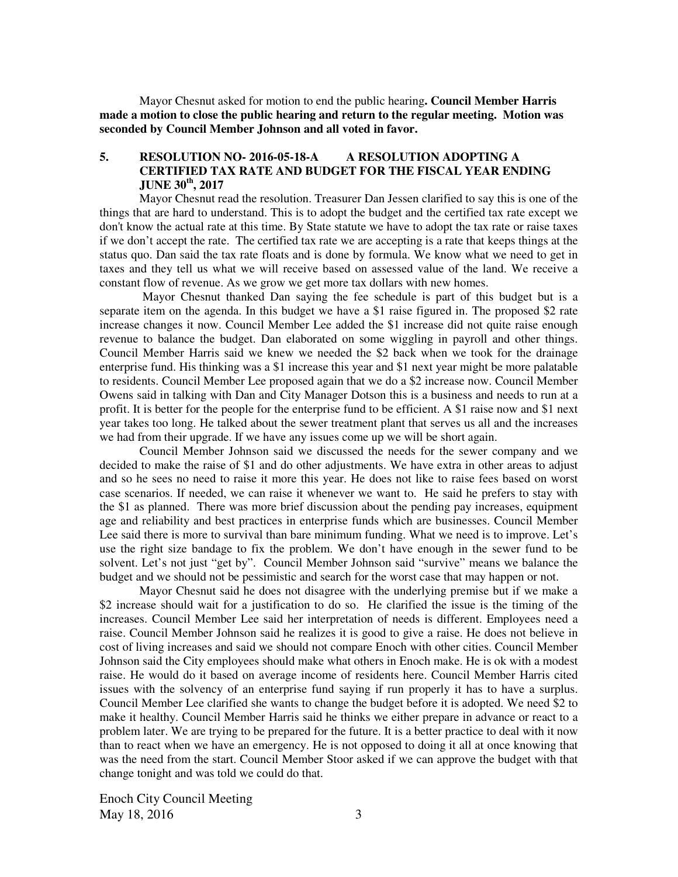Mayor Chesnut asked for motion to end the public hearing**. Council Member Harris made a motion to close the public hearing and return to the regular meeting. Motion was seconded by Council Member Johnson and all voted in favor.**

## 5. RESOLUTION NO- 2016-05-18-A A RESOLUTION ADOPTING A CERTIFIED TAX RATE AND BUDGET FOR THE FISCAL YEAR ENDING JUNE 30th, 2017

Mayor Chesnut read the resolution. Treasurer Dan Jessen clarified to say this is one of the things that are hard to understand. This is to adopt the budget and the certified tax rate except we don't know the actual rate at this time. By State statute we have to adopt the tax rate or raise taxes if we don't accept the rate. The certified tax rate we are accepting is a rate that keeps things at the status quo. Dan said the tax rate floats and is done by formula. We know what we need to get in taxes and they tell us what we will receive based on assessed value of the land. We receive a constant flow of revenue. As we grow we get more tax dollars with new homes.

Mayor Chesnut thanked Dan saying the fee schedule is part of this budget but is a separate item on the agenda. In this budget we have a $1 raise figured in. The proposed $2 rate increase changes it now. Council Member Lee added the $1 increase did not quite raise enough revenue to balance the budget. Dan elaborated on some wiggling in payroll and other things. Council Member Harris said we knew we needed the $2 back when we took for the drainage enterprise fund. His thinking was a $1 increase this year and $1 next year might be more palatable to residents. Council Member Lee proposed again that we do a $2 increase now. Council Member Owens said in talking with Dan and City Manager Dotson this is a business and needs to run at a profit. It is better for the people for the enterprise fund to be efficient. A $1 raise now and $1 next year takes too long. He talked about the sewer treatment plant that serves us all and the increases we had from their upgrade. If we have any issues come up we will be short again.

Council Member Johnson said we discussed the needs for the sewer company and we decided to make the raise of $1 and do other adjustments. We have extra in other areas to adjust and so he sees no need to raise it more this year. He does not like to raise fees based on worst case scenarios. If needed, we can raise it whenever we want to. He said he prefers to stay with the $1 as planned. There was more brief discussion about the pending pay increases, equipment age and reliability and best practices in enterprise funds which are businesses. Council Member Lee said there is more to survival than bare minimum funding. What we need is to improve. Let's use the right size bandage to fix the problem. We don't have enough in the sewer fund to be solvent. Let's not just "get by". Council Member Johnson said "survive" means we balance the budget and we should not be pessimistic and search for the worst case that may happen or not.

Mayor Chesnut said he does not disagree with the underlying premise but if we make a $2 increase should wait for a justification to do so. He clarified the issue is the timing of the increases. Council Member Lee said her interpretation of needs is different. Employees need a raise. Council Member Johnson said he realizes it is good to give a raise. He does not believe in cost of living increases and said we should not compare Enoch with other cities. Council Member Johnson said the City employees should make what others in Enoch make. He is ok with a modest raise. He would do it based on average income of residents here. Council Member Harris cited issues with the solvency of an enterprise fund saying if run properly it has to have a surplus. Council Member Lee clarified she wants to change the budget before it is adopted. We need $2 to make it healthy. Council Member Harris said he thinks we either prepare in advance or react to a problem later. We are trying to be prepared for the future. It is a better practice to deal with it now than to react when we have an emergency. He is not opposed to doing it all at once knowing that was the need from the start. Council Member Stoor asked if we can approve the budget with that change tonight and was told we could do that.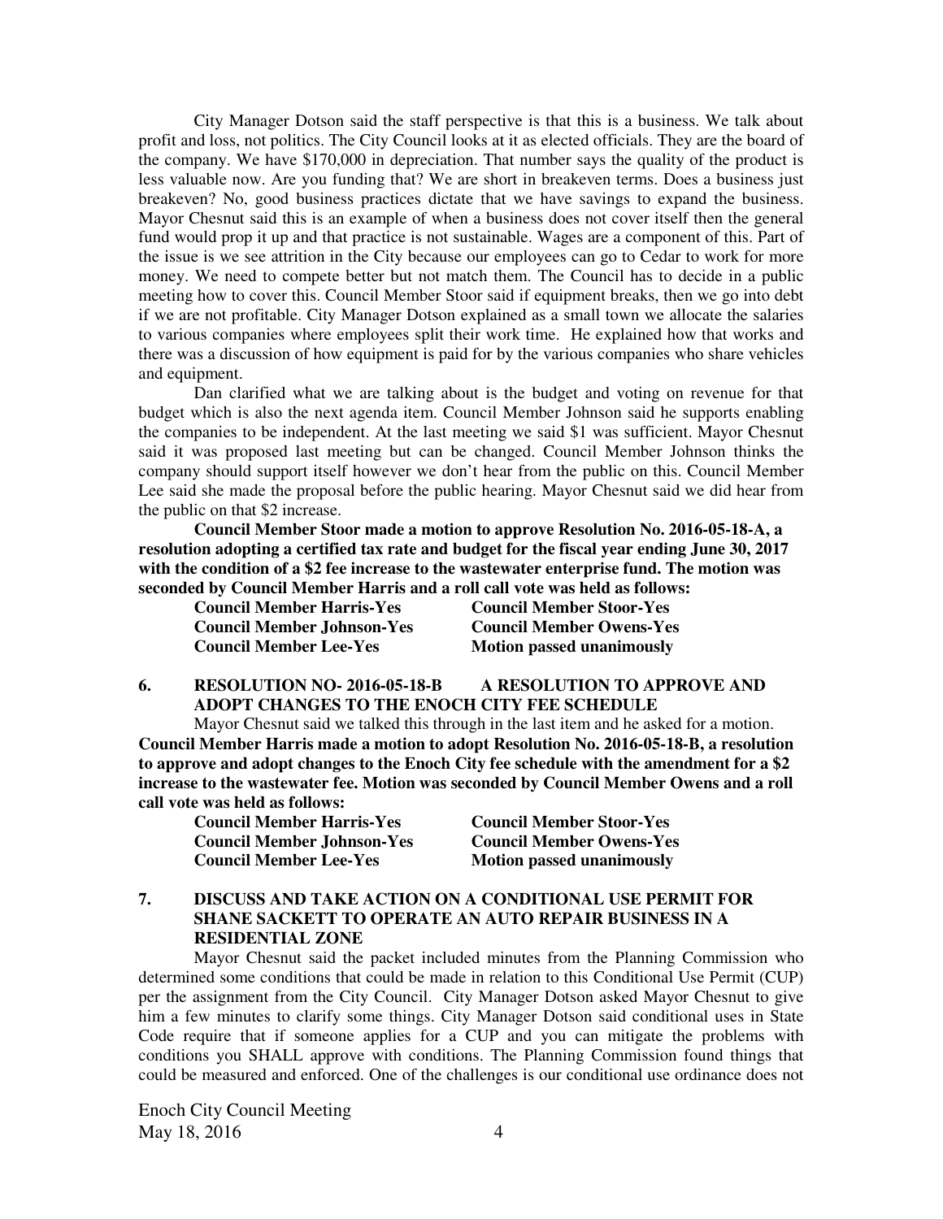City Manager Dotson said the staff perspective is that this is a business. We talk about profit and loss, not politics. The City Council looks at it as elected officials. They are the board of the company. We have $170,000 in depreciation. That number says the quality of the product is less valuable now. Are you funding that? We are short in breakeven terms. Does a business just breakeven? No, good business practices dictate that we have savings to expand the business. Mayor Chesnut said this is an example of when a business does not cover itself then the general fund would prop it up and that practice is not sustainable. Wages are a component of this. Part of the issue is we see attrition in the City because our employees can go to Cedar to work for more money. We need to compete better but not match them. The Council has to decide in a public meeting how to cover this. Council Member Stoor said if equipment breaks, then we go into debt if we are not profitable. City Manager Dotson explained as a small town we allocate the salaries to various companies where employees split their work time. He explained how that works and there was a discussion of how equipment is paid for by the various companies who share vehicles and equipment.

Dan clarified what we are talking about is the budget and voting on revenue for that budget which is also the next agenda item. Council Member Johnson said he supports enabling the companies to be independent. At the last meeting we said $1 was sufficient. Mayor Chesnut said it was proposed last meeting but can be changed. Council Member Johnson thinks the company should support itself however we don't hear from the public on this. Council Member Lee said she made the proposal before the public hearing. Mayor Chesnut said we did hear from the public on that $2 increase.

**Council Member Stoor made a motion to approve Resolution No. 2016-05-18-A, a resolution adopting a certified tax rate and budget for the fiscal year ending June 30, 2017 with the condition of a $2 fee increase to the wastewater enterprise fund. The motion was seconded by Council Member Harris and a roll call vote was held as follows:**

| | |
|---|---|
| **Council Member Harris-Yes** | **Council Member Stoor-Yes** |
| **Council Member Johnson-Yes** | **Council Member Owens-Yes** |
| **Council Member Lee-Yes** | **Motion passed unanimously** |

## 6. RESOLUTION NO- 2016-05-18-B A RESOLUTION TO APPROVE AND ADOPT CHANGES TO THE ENOCH CITY FEE SCHEDULE

Mayor Chesnut said we talked this through in the last item and he asked for a motion.

**Council Member Harris made a motion to adopt Resolution No. 2016-05-18-B, a resolution to approve and adopt changes to the Enoch City fee schedule with the amendment for a $2 increase to the wastewater fee. Motion was seconded by Council Member Owens and a roll call vote was held as follows:**

| | |
|---|---|
| **Council Member Harris-Yes** | **Council Member Stoor-Yes** |
| **Council Member Johnson-Yes** | **Council Member Owens-Yes** |
| **Council Member Lee-Yes** | **Motion passed unanimously** |

## 7. DISCUSS AND TAKE ACTION ON A CONDITIONAL USE PERMIT FOR SHANE SACKETT TO OPERATE AN AUTO REPAIR BUSINESS IN A RESIDENTIAL ZONE

Mayor Chesnut said the packet included minutes from the Planning Commission who determined some conditions that could be made in relation to this Conditional Use Permit (CUP) per the assignment from the City Council. City Manager Dotson asked Mayor Chesnut to give him a few minutes to clarify some things. City Manager Dotson said conditional uses in State Code require that if someone applies for a CUP and you can mitigate the problems with conditions you SHALL approve with conditions. The Planning Commission found things that could be measured and enforced. One of the challenges is our conditional use ordinance does not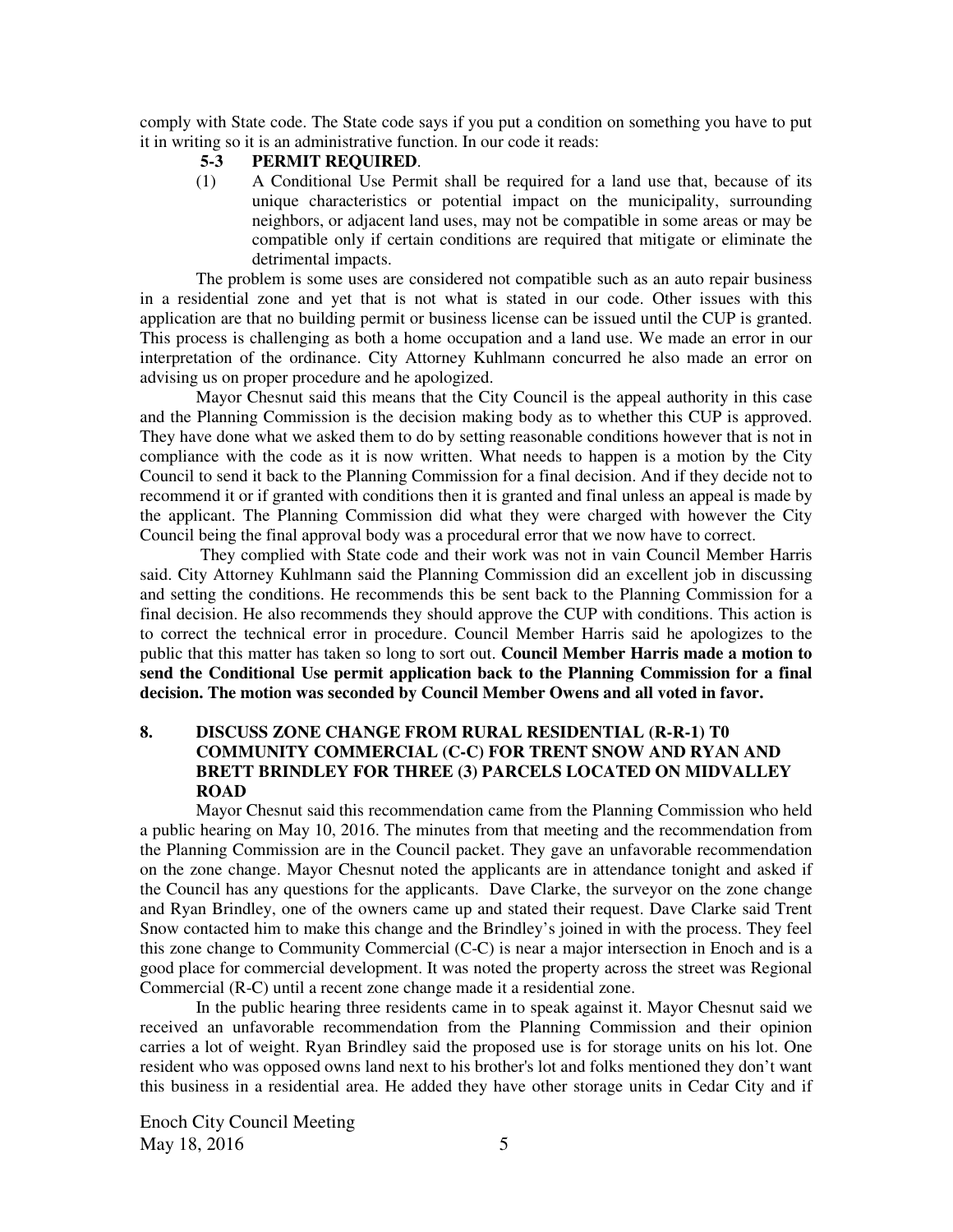comply with State code. The State code says if you put a condition on something you have to put it in writing so it is an administrative function. In our code it reads:

**5-3 PERMIT REQUIRED**.

(1) A Conditional Use Permit shall be required for a land use that, because of its unique characteristics or potential impact on the municipality, surrounding neighbors, or adjacent land uses, may not be compatible in some areas or may be compatible only if certain conditions are required that mitigate or eliminate the detrimental impacts.

The problem is some uses are considered not compatible such as an auto repair business in a residential zone and yet that is not what is stated in our code. Other issues with this application are that no building permit or business license can be issued until the CUP is granted. This process is challenging as both a home occupation and a land use. We made an error in our interpretation of the ordinance. City Attorney Kuhlmann concurred he also made an error on advising us on proper procedure and he apologized.

Mayor Chesnut said this means that the City Council is the appeal authority in this case and the Planning Commission is the decision making body as to whether this CUP is approved. They have done what we asked them to do by setting reasonable conditions however that is not in compliance with the code as it is now written. What needs to happen is a motion by the City Council to send it back to the Planning Commission for a final decision. And if they decide not to recommend it or if granted with conditions then it is granted and final unless an appeal is made by the applicant. The Planning Commission did what they were charged with however the City Council being the final approval body was a procedural error that we now have to correct.

They complied with State code and their work was not in vain Council Member Harris said. City Attorney Kuhlmann said the Planning Commission did an excellent job in discussing and setting the conditions. He recommends this be sent back to the Planning Commission for a final decision. He also recommends they should approve the CUP with conditions. This action is to correct the technical error in procedure. Council Member Harris said he apologizes to the public that this matter has taken so long to sort out. **Council Member Harris made a motion to send the Conditional Use permit application back to the Planning Commission for a final decision. The motion was seconded by Council Member Owens and all voted in favor.**

## 8. DISCUSS ZONE CHANGE FROM RURAL RESIDENTIAL (R-R-1) T0 COMMUNITY COMMERCIAL (C-C) FOR TRENT SNOW AND RYAN AND BRETT BRINDLEY FOR THREE (3) PARCELS LOCATED ON MIDVALLEY ROAD

Mayor Chesnut said this recommendation came from the Planning Commission who held a public hearing on May 10, 2016. The minutes from that meeting and the recommendation from the Planning Commission are in the Council packet. They gave an unfavorable recommendation on the zone change. Mayor Chesnut noted the applicants are in attendance tonight and asked if the Council has any questions for the applicants. Dave Clarke, the surveyor on the zone change and Ryan Brindley, one of the owners came up and stated their request. Dave Clarke said Trent Snow contacted him to make this change and the Brindley's joined in with the process. They feel this zone change to Community Commercial (C-C) is near a major intersection in Enoch and is a good place for commercial development. It was noted the property across the street was Regional Commercial (R-C) until a recent zone change made it a residential zone.

In the public hearing three residents came in to speak against it. Mayor Chesnut said we received an unfavorable recommendation from the Planning Commission and their opinion carries a lot of weight. Ryan Brindley said the proposed use is for storage units on his lot. One resident who was opposed owns land next to his brother's lot and folks mentioned they don't want this business in a residential area. He added they have other storage units in Cedar City and if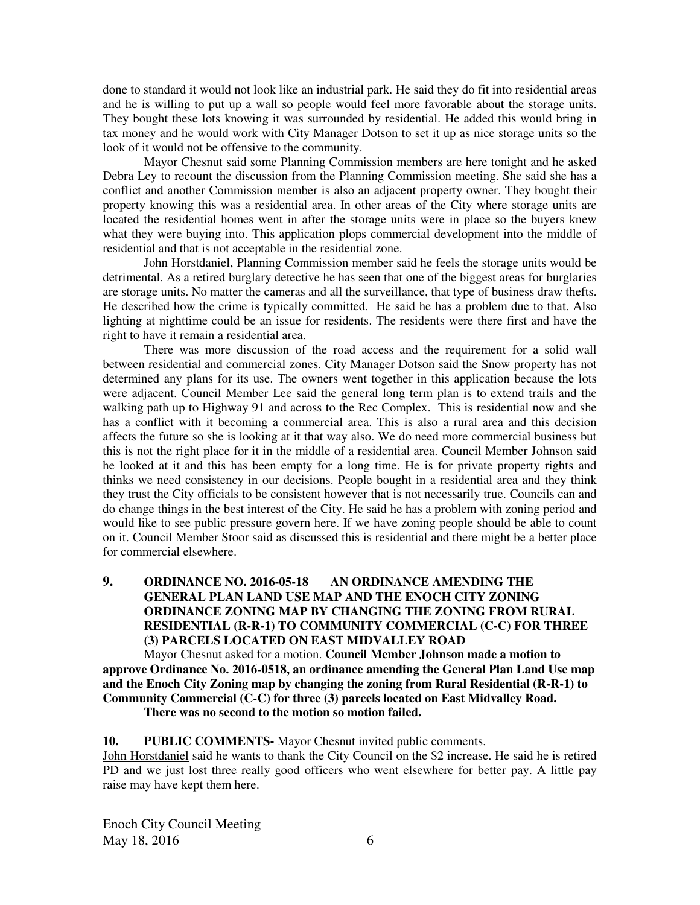done to standard it would not look like an industrial park. He said they do fit into residential areas and he is willing to put up a wall so people would feel more favorable about the storage units. They bought these lots knowing it was surrounded by residential. He added this would bring in tax money and he would work with City Manager Dotson to set it up as nice storage units so the look of it would not be offensive to the community.

Mayor Chesnut said some Planning Commission members are here tonight and he asked Debra Ley to recount the discussion from the Planning Commission meeting. She said she has a conflict and another Commission member is also an adjacent property owner. They bought their property knowing this was a residential area. In other areas of the City where storage units are located the residential homes went in after the storage units were in place so the buyers knew what they were buying into. This application plops commercial development into the middle of residential and that is not acceptable in the residential zone.

John Horstdaniel, Planning Commission member said he feels the storage units would be detrimental. As a retired burglary detective he has seen that one of the biggest areas for burglaries are storage units. No matter the cameras and all the surveillance, that type of business draw thefts. He described how the crime is typically committed. He said he has a problem due to that. Also lighting at nighttime could be an issue for residents. The residents were there first and have the right to have it remain a residential area.

There was more discussion of the road access and the requirement for a solid wall between residential and commercial zones. City Manager Dotson said the Snow property has not determined any plans for its use. The owners went together in this application because the lots were adjacent. Council Member Lee said the general long term plan is to extend trails and the walking path up to Highway 91 and across to the Rec Complex. This is residential now and she has a conflict with it becoming a commercial area. This is also a rural area and this decision affects the future so she is looking at it that way also. We do need more commercial business but this is not the right place for it in the middle of a residential area. Council Member Johnson said he looked at it and this has been empty for a long time. He is for private property rights and thinks we need consistency in our decisions. People bought in a residential area and they think they trust the City officials to be consistent however that is not necessarily true. Councils can and do change things in the best interest of the City. He said he has a problem with zoning period and would like to see public pressure govern here. If we have zoning people should be able to count on it. Council Member Stoor said as discussed this is residential and there might be a better place for commercial elsewhere.

## 9. ORDINANCE NO. 2016-05-18 AN ORDINANCE AMENDING THE GENERAL PLAN LAND USE MAP AND THE ENOCH CITY ZONING ORDINANCE ZONING MAP BY CHANGING THE ZONING FROM RURAL RESIDENTIAL (R-R-1) TO COMMUNITY COMMERCIAL (C-C) FOR THREE (3) PARCELS LOCATED ON EAST MIDVALLEY ROAD

Mayor Chesnut asked for a motion. **Council Member Johnson made a motion to approve Ordinance No. 2016-0518, an ordinance amending the General Plan Land Use map and the Enoch City Zoning map by changing the zoning from Rural Residential (R-R-1) to Community Commercial (C-C) for three (3) parcels located on East Midvalley Road.**

**There was no second to the motion so motion failed.**

**10. PUBLIC COMMENTS-** Mayor Chesnut invited public comments.

John Horstdaniel said he wants to thank the City Council on the $2 increase. He said he is retired PD and we just lost three really good officers who went elsewhere for better pay. A little pay raise may have kept them here.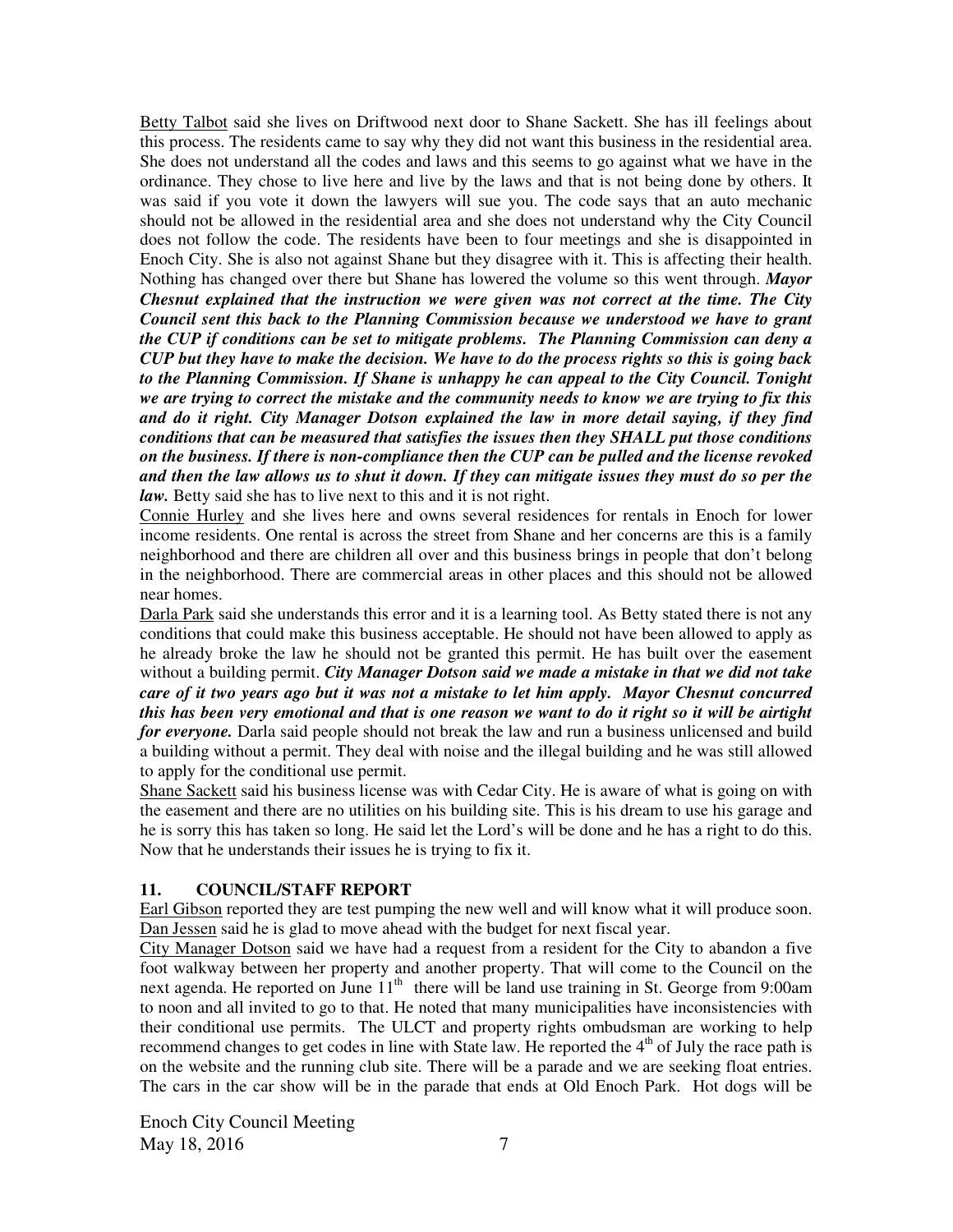<u>Betty Talbot</u> said she lives on Driftwood next door to Shane Sackett. She has ill feelings about this process. The residents came to say why they did not want this business in the residential area. She does not understand all the codes and laws and this seems to go against what we have in the ordinance. They chose to live here and live by the laws and that is not being done by others. It was said if you vote it down the lawyers will sue you. The code says that an auto mechanic should not be allowed in the residential area and she does not understand why the City Council does not follow the code. The residents have been to four meetings and she is disappointed in Enoch City. She is also not against Shane but they disagree with it. This is affecting their health. Nothing has changed over there but Shane has lowered the volume so this went through. ***Mayor Chesnut explained that the instruction we were given was not correct at the time. The City Council sent this back to the Planning Commission because we understood we have to grant the CUP if conditions can be set to mitigate problems. The Planning Commission can deny a CUP but they have to make the decision. We have to do the process rights so this is going back to the Planning Commission. If Shane is unhappy he can appeal to the City Council. Tonight we are trying to correct the mistake and the community needs to know we are trying to fix this and do it right. City Manager Dotson explained the law in more detail saying, if they find conditions that can be measured that satisfies the issues then they SHALL put those conditions on the business. If there is non-compliance then the CUP can be pulled and the license revoked and then the law allows us to shut it down. If they can mitigate issues they must do so per the law.*** Betty said she has to live next to this and it is not right.

<u>Connie Hurley</u> and she lives here and owns several residences for rentals in Enoch for lower income residents. One rental is across the street from Shane and her concerns are this is a family neighborhood and there are children all over and this business brings in people that don't belong in the neighborhood. There are commercial areas in other places and this should not be allowed near homes.

<u>Darla Park</u> said she understands this error and it is a learning tool. As Betty stated there is not any conditions that could make this business acceptable. He should not have been allowed to apply as he already broke the law he should not be granted this permit. He has built over the easement without a building permit. ***City Manager Dotson said we made a mistake in that we did not take care of it two years ago but it was not a mistake to let him apply. Mayor Chesnut concurred this has been very emotional and that is one reason we want to do it right so it will be airtight for everyone.*** Darla said people should not break the law and run a business unlicensed and build a building without a permit. They deal with noise and the illegal building and he was still allowed to apply for the conditional use permit.

<u>Shane Sackett</u> said his business license was with Cedar City. He is aware of what is going on with the easement and there are no utilities on his building site. This is his dream to use his garage and he is sorry this has taken so long. He said let the Lord's will be done and he has a right to do this. Now that he understands their issues he is trying to fix it.

### 11. COUNCIL/STAFF REPORT

<u>Earl Gibson</u> reported they are test pumping the new well and will know what it will produce soon.

<u>Dan Jessen</u> said he is glad to move ahead with the budget for next fiscal year.

<u>City Manager Dotson</u> said we have had a request from a resident for the City to abandon a five foot walkway between her property and another property. That will come to the Council on the next agenda. He reported on June 11th there will be land use training in St. George from 9:00am to noon and all invited to go to that. He noted that many municipalities have inconsistencies with their conditional use permits. The ULCT and property rights ombudsman are working to help recommend changes to get codes in line with State law. He reported the 4th of July the race path is on the website and the running club site. There will be a parade and we are seeking float entries. The cars in the car show will be in the parade that ends at Old Enoch Park. Hot dogs will be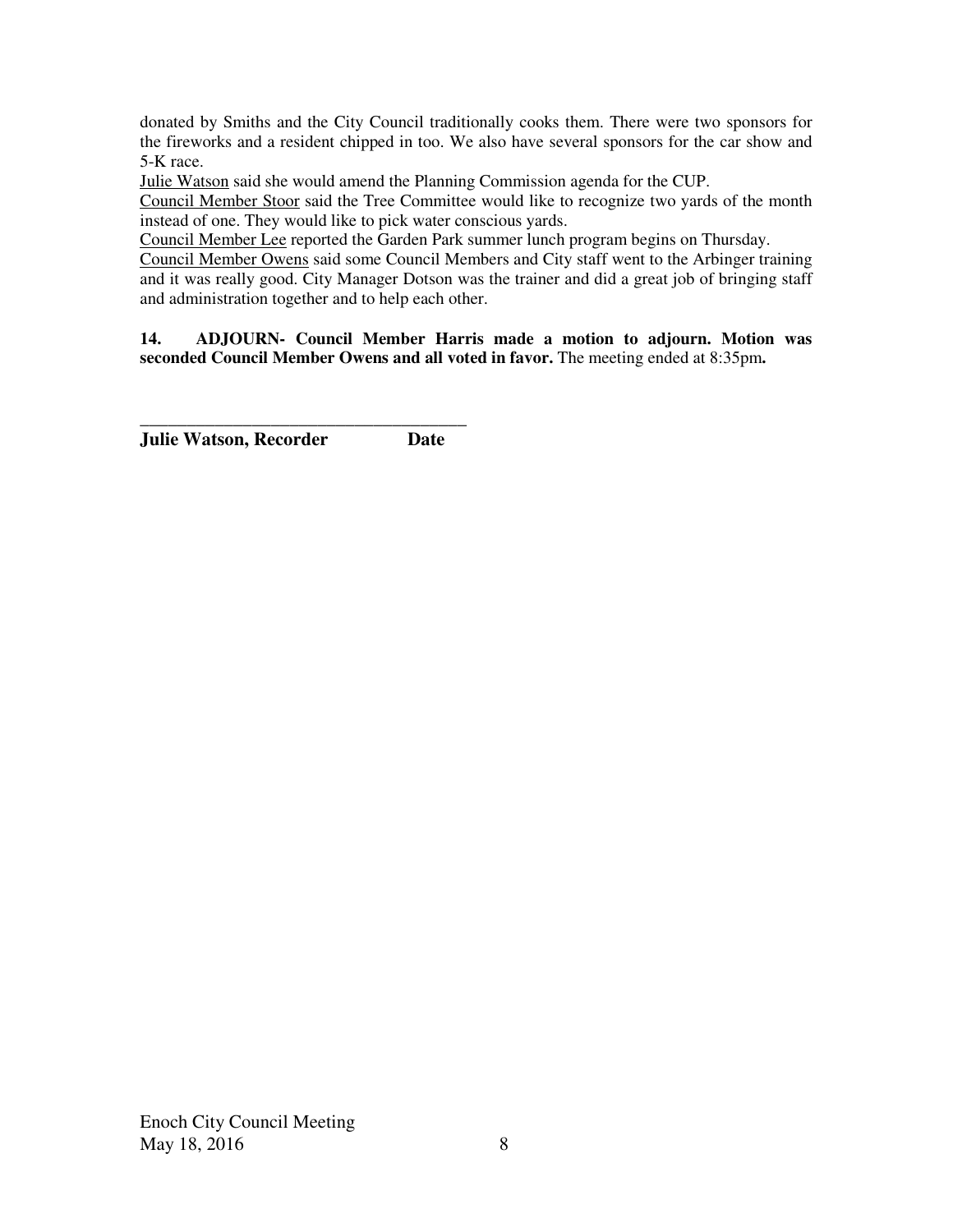donated by Smiths and the City Council traditionally cooks them. There were two sponsors for the fireworks and a resident chipped in too. We also have several sponsors for the car show and 5-K race.

Julie Watson said she would amend the Planning Commission agenda for the CUP.

Council Member Stoor said the Tree Committee would like to recognize two yards of the month instead of one. They would like to pick water conscious yards.

Council Member Lee reported the Garden Park summer lunch program begins on Thursday.

Council Member Owens said some Council Members and City staff went to the Arbinger training and it was really good. City Manager Dotson was the trainer and did a great job of bringing staff and administration together and to help each other.

**14. ADJOURN- Council Member Harris made a motion to adjourn. Motion was seconded Council Member Owens and all voted in favor.** The meeting ended at 8:35pm**.**

_____________________________________

**Julie Watson, Recorder Date**

Enoch City Council Meeting
May 18, 2016